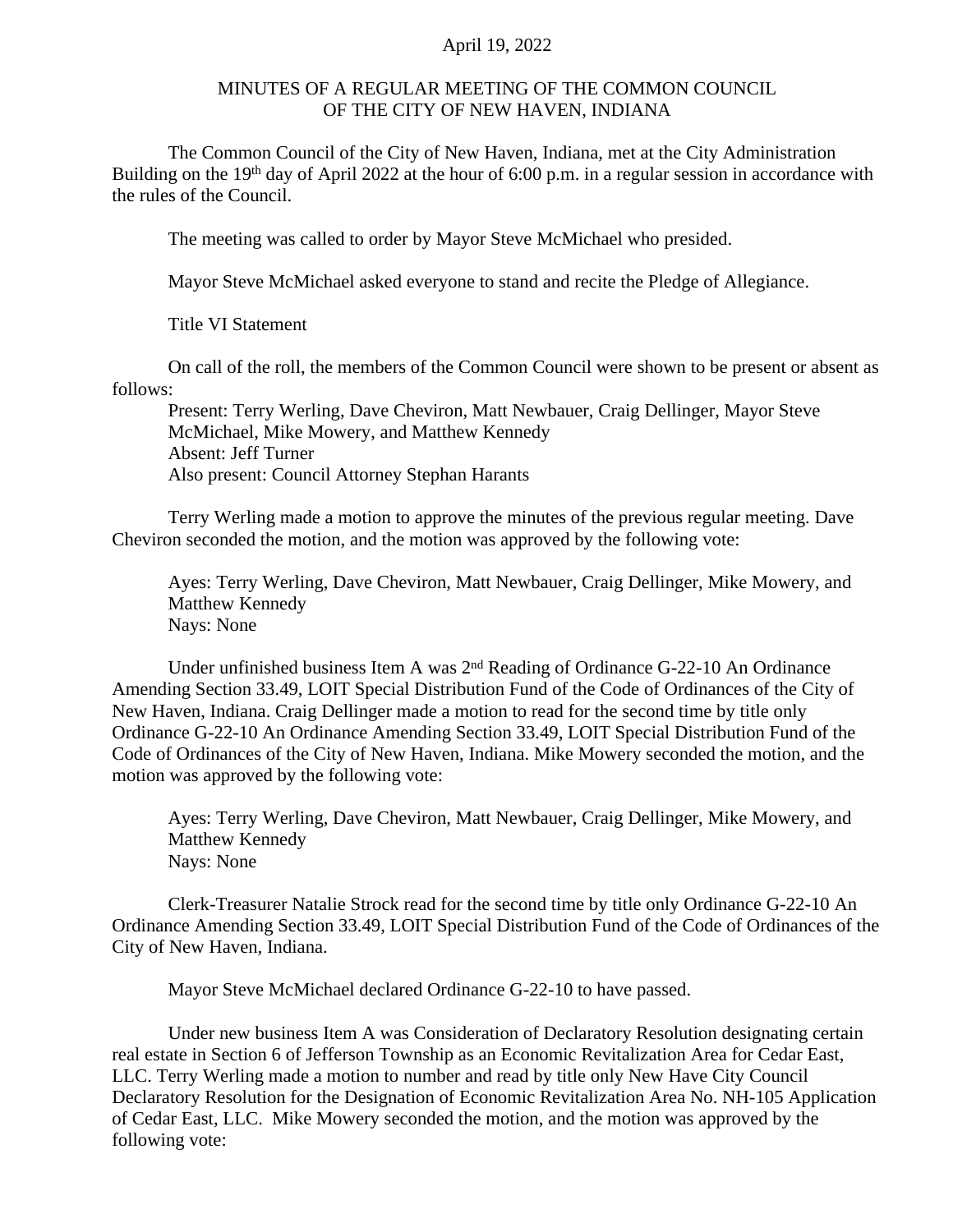April 19, 2022

MINUTES OF A REGULAR MEETING OF THE COMMON COUNCIL
OF THE CITY OF NEW HAVEN, INDIANA

The Common Council of the City of New Haven, Indiana, met at the City Administration Building on the 19th day of April 2022 at the hour of 6:00 p.m. in a regular session in accordance with the rules of the Council.

The meeting was called to order by Mayor Steve McMichael who presided.

Mayor Steve McMichael asked everyone to stand and recite the Pledge of Allegiance.

Title VI Statement

On call of the roll, the members of the Common Council were shown to be present or absent as follows:

Present: Terry Werling, Dave Cheviron, Matt Newbauer, Craig Dellinger, Mayor Steve McMichael, Mike Mowery, and Matthew Kennedy
Absent: Jeff Turner
Also present: Council Attorney Stephan Harants

Terry Werling made a motion to approve the minutes of the previous regular meeting. Dave Cheviron seconded the motion, and the motion was approved by the following vote:

Ayes: Terry Werling, Dave Cheviron, Matt Newbauer, Craig Dellinger, Mike Mowery, and Matthew Kennedy
Nays: None

Under unfinished business Item A was 2nd Reading of Ordinance G-22-10 An Ordinance Amending Section 33.49, LOIT Special Distribution Fund of the Code of Ordinances of the City of New Haven, Indiana. Craig Dellinger made a motion to read for the second time by title only Ordinance G-22-10 An Ordinance Amending Section 33.49, LOIT Special Distribution Fund of the Code of Ordinances of the City of New Haven, Indiana. Mike Mowery seconded the motion, and the motion was approved by the following vote:

Ayes: Terry Werling, Dave Cheviron, Matt Newbauer, Craig Dellinger, Mike Mowery, and Matthew Kennedy
Nays: None

Clerk-Treasurer Natalie Strock read for the second time by title only Ordinance G-22-10 An Ordinance Amending Section 33.49, LOIT Special Distribution Fund of the Code of Ordinances of the City of New Haven, Indiana.

Mayor Steve McMichael declared Ordinance G-22-10 to have passed.

Under new business Item A was Consideration of Declaratory Resolution designating certain real estate in Section 6 of Jefferson Township as an Economic Revitalization Area for Cedar East, LLC. Terry Werling made a motion to number and read by title only New Have City Council Declaratory Resolution for the Designation of Economic Revitalization Area No. NH-105 Application of Cedar East, LLC. Mike Mowery seconded the motion, and the motion was approved by the following vote: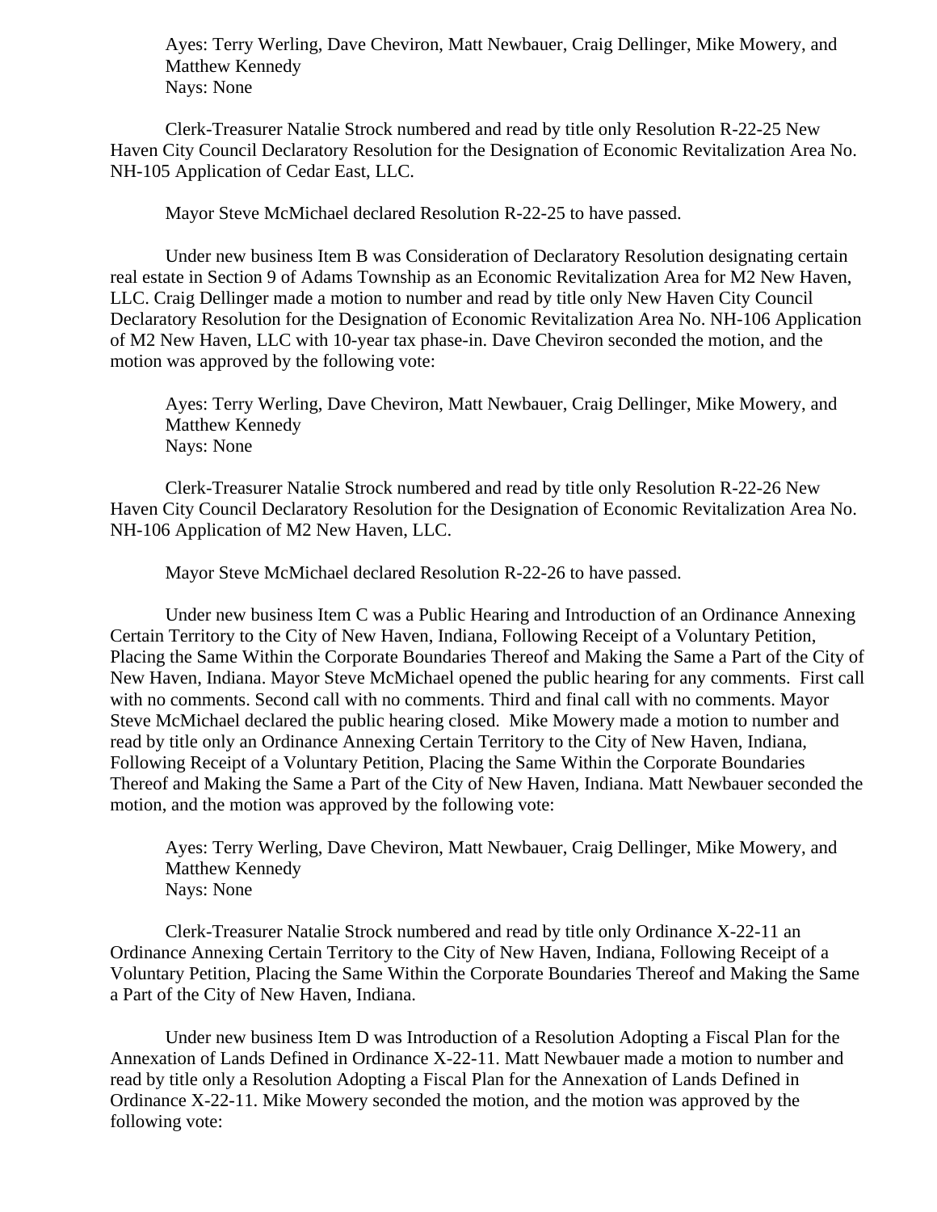Ayes: Terry Werling, Dave Cheviron, Matt Newbauer, Craig Dellinger, Mike Mowery, and Matthew Kennedy
Nays: None

Clerk-Treasurer Natalie Strock numbered and read by title only Resolution R-22-25 New Haven City Council Declaratory Resolution for the Designation of Economic Revitalization Area No. NH-105 Application of Cedar East, LLC.

Mayor Steve McMichael declared Resolution R-22-25 to have passed.

Under new business Item B was Consideration of Declaratory Resolution designating certain real estate in Section 9 of Adams Township as an Economic Revitalization Area for M2 New Haven, LLC. Craig Dellinger made a motion to number and read by title only New Haven City Council Declaratory Resolution for the Designation of Economic Revitalization Area No. NH-106 Application of M2 New Haven, LLC with 10-year tax phase-in. Dave Cheviron seconded the motion, and the motion was approved by the following vote:

Ayes: Terry Werling, Dave Cheviron, Matt Newbauer, Craig Dellinger, Mike Mowery, and Matthew Kennedy
Nays: None

Clerk-Treasurer Natalie Strock numbered and read by title only Resolution R-22-26 New Haven City Council Declaratory Resolution for the Designation of Economic Revitalization Area No. NH-106 Application of M2 New Haven, LLC.

Mayor Steve McMichael declared Resolution R-22-26 to have passed.

Under new business Item C was a Public Hearing and Introduction of an Ordinance Annexing Certain Territory to the City of New Haven, Indiana, Following Receipt of a Voluntary Petition, Placing the Same Within the Corporate Boundaries Thereof and Making the Same a Part of the City of New Haven, Indiana. Mayor Steve McMichael opened the public hearing for any comments. First call with no comments. Second call with no comments. Third and final call with no comments. Mayor Steve McMichael declared the public hearing closed. Mike Mowery made a motion to number and read by title only an Ordinance Annexing Certain Territory to the City of New Haven, Indiana, Following Receipt of a Voluntary Petition, Placing the Same Within the Corporate Boundaries Thereof and Making the Same a Part of the City of New Haven, Indiana. Matt Newbauer seconded the motion, and the motion was approved by the following vote:

Ayes: Terry Werling, Dave Cheviron, Matt Newbauer, Craig Dellinger, Mike Mowery, and Matthew Kennedy
Nays: None

Clerk-Treasurer Natalie Strock numbered and read by title only Ordinance X-22-11 an Ordinance Annexing Certain Territory to the City of New Haven, Indiana, Following Receipt of a Voluntary Petition, Placing the Same Within the Corporate Boundaries Thereof and Making the Same a Part of the City of New Haven, Indiana.

Under new business Item D was Introduction of a Resolution Adopting a Fiscal Plan for the Annexation of Lands Defined in Ordinance X-22-11. Matt Newbauer made a motion to number and read by title only a Resolution Adopting a Fiscal Plan for the Annexation of Lands Defined in Ordinance X-22-11. Mike Mowery seconded the motion, and the motion was approved by the following vote: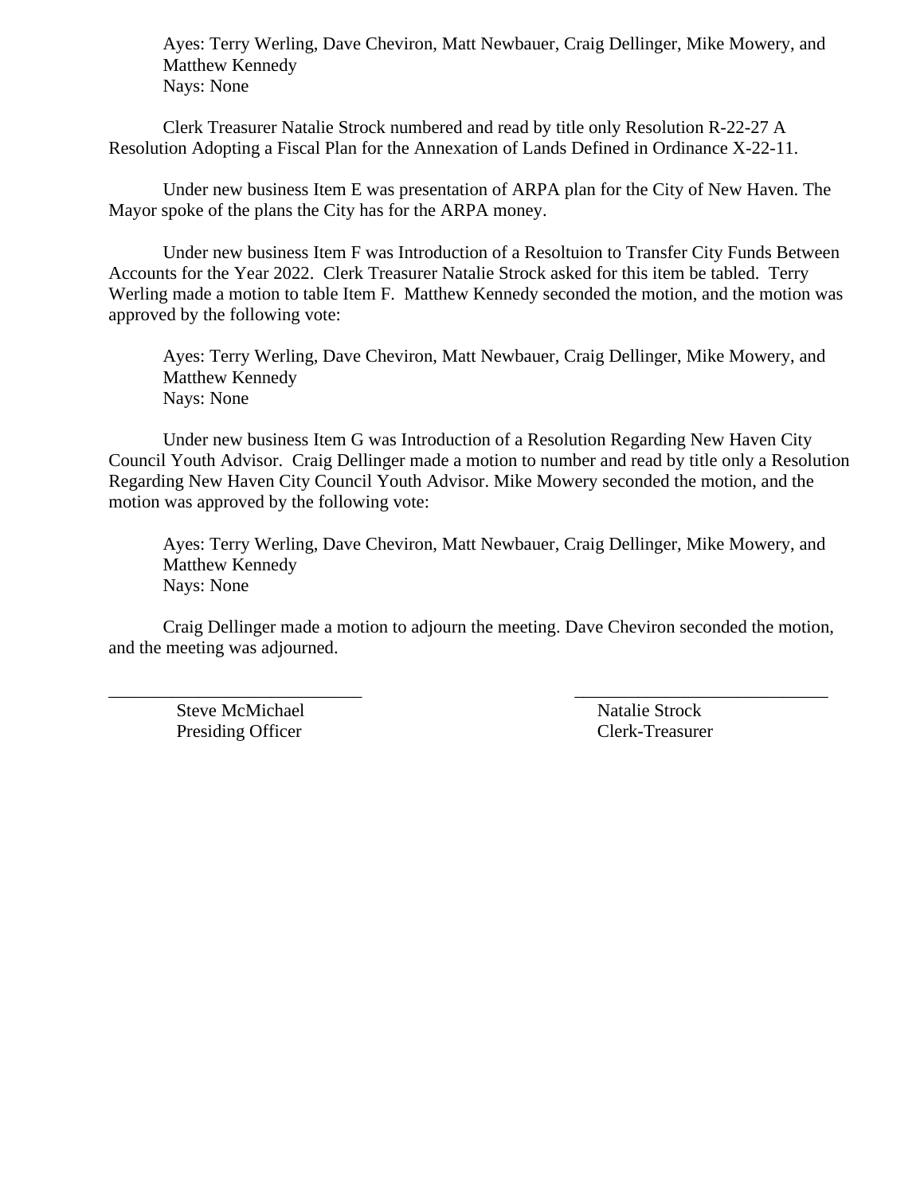Ayes: Terry Werling, Dave Cheviron, Matt Newbauer, Craig Dellinger, Mike Mowery, and Matthew Kennedy
Nays: None

Clerk Treasurer Natalie Strock numbered and read by title only Resolution R-22-27 A Resolution Adopting a Fiscal Plan for the Annexation of Lands Defined in Ordinance X-22-11.

Under new business Item E was presentation of ARPA plan for the City of New Haven. The Mayor spoke of the plans the City has for the ARPA money.

Under new business Item F was Introduction of a Resoltuion to Transfer City Funds Between Accounts for the Year 2022. Clerk Treasurer Natalie Strock asked for this item be tabled. Terry Werling made a motion to table Item F. Matthew Kennedy seconded the motion, and the motion was approved by the following vote:

Ayes: Terry Werling, Dave Cheviron, Matt Newbauer, Craig Dellinger, Mike Mowery, and Matthew Kennedy
Nays: None

Under new business Item G was Introduction of a Resolution Regarding New Haven City Council Youth Advisor. Craig Dellinger made a motion to number and read by title only a Resolution Regarding New Haven City Council Youth Advisor. Mike Mowery seconded the motion, and the motion was approved by the following vote:

Ayes: Terry Werling, Dave Cheviron, Matt Newbauer, Craig Dellinger, Mike Mowery, and Matthew Kennedy
Nays: None

Craig Dellinger made a motion to adjourn the meeting. Dave Cheviron seconded the motion, and the meeting was adjourned.

\_\_\_\_\_\_\_\_\_\_\_\_\_\_\_\_\_\_\_\_\_\_\_\_\_\_\_\_\_\_
Steve McMichael
Presiding Officer

\_\_\_\_\_\_\_\_\_\_\_\_\_\_\_\_\_\_\_\_\_\_\_\_\_\_\_\_\_\_
Natalie Strock
Clerk-Treasurer